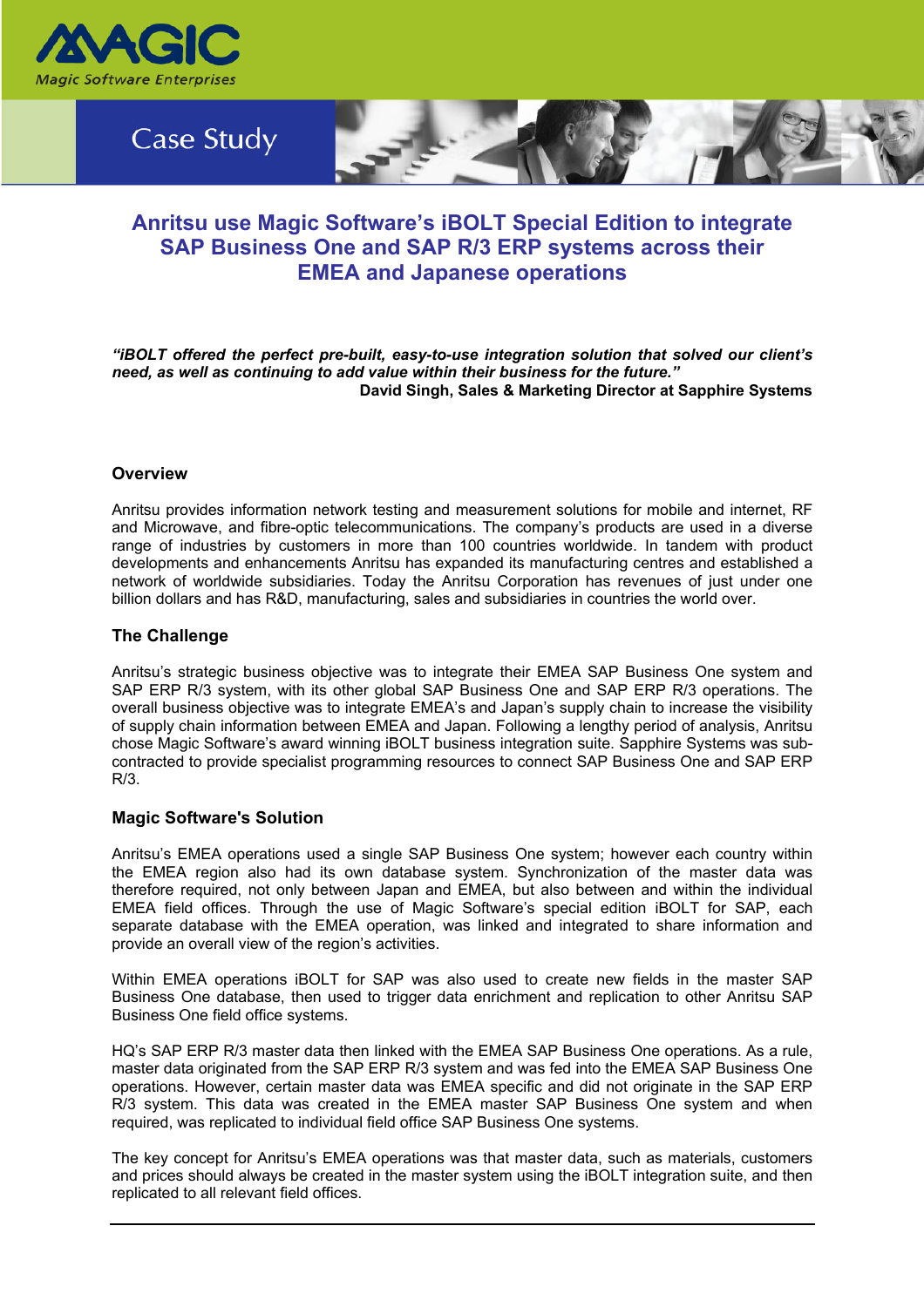Magic Software Enterprises

Case Study

# Anritsu use Magic Software's iBOLT Special Edition to integrate SAP Business One and SAP R/3 ERP systems across their EMEA and Japanese operations

***"iBOLT offered the perfect pre-built, easy-to-use integration solution that solved our client's need, as well as continuing to add value within their business for the future."***

**David Singh, Sales & Marketing Director at Sapphire Systems**

## Overview

Anritsu provides information network testing and measurement solutions for mobile and internet, RF and Microwave, and fibre-optic telecommunications. The company's products are used in a diverse range of industries by customers in more than 100 countries worldwide. In tandem with product developments and enhancements Anritsu has expanded its manufacturing centres and established a network of worldwide subsidiaries. Today the Anritsu Corporation has revenues of just under one billion dollars and has R&D, manufacturing, sales and subsidiaries in countries the world over.

## The Challenge

Anritsu's strategic business objective was to integrate their EMEA SAP Business One system and SAP ERP R/3 system, with its other global SAP Business One and SAP ERP R/3 operations. The overall business objective was to integrate EMEA's and Japan's supply chain to increase the visibility of supply chain information between EMEA and Japan. Following a lengthy period of analysis, Anritsu chose Magic Software's award winning iBOLT business integration suite. Sapphire Systems was sub-contracted to provide specialist programming resources to connect SAP Business One and SAP ERP R/3.

## Magic Software's Solution

Anritsu's EMEA operations used a single SAP Business One system; however each country within the EMEA region also had its own database system. Synchronization of the master data was therefore required, not only between Japan and EMEA, but also between and within the individual EMEA field offices. Through the use of Magic Software's special edition iBOLT for SAP, each separate database with the EMEA operation, was linked and integrated to share information and provide an overall view of the region's activities.

Within EMEA operations iBOLT for SAP was also used to create new fields in the master SAP Business One database, then used to trigger data enrichment and replication to other Anritsu SAP Business One field office systems.

HQ's SAP ERP R/3 master data then linked with the EMEA SAP Business One operations. As a rule, master data originated from the SAP ERP R/3 system and was fed into the EMEA SAP Business One operations. However, certain master data was EMEA specific and did not originate in the SAP ERP R/3 system. This data was created in the EMEA master SAP Business One system and when required, was replicated to individual field office SAP Business One systems.

The key concept for Anritsu's EMEA operations was that master data, such as materials, customers and prices should always be created in the master system using the iBOLT integration suite, and then replicated to all relevant field offices.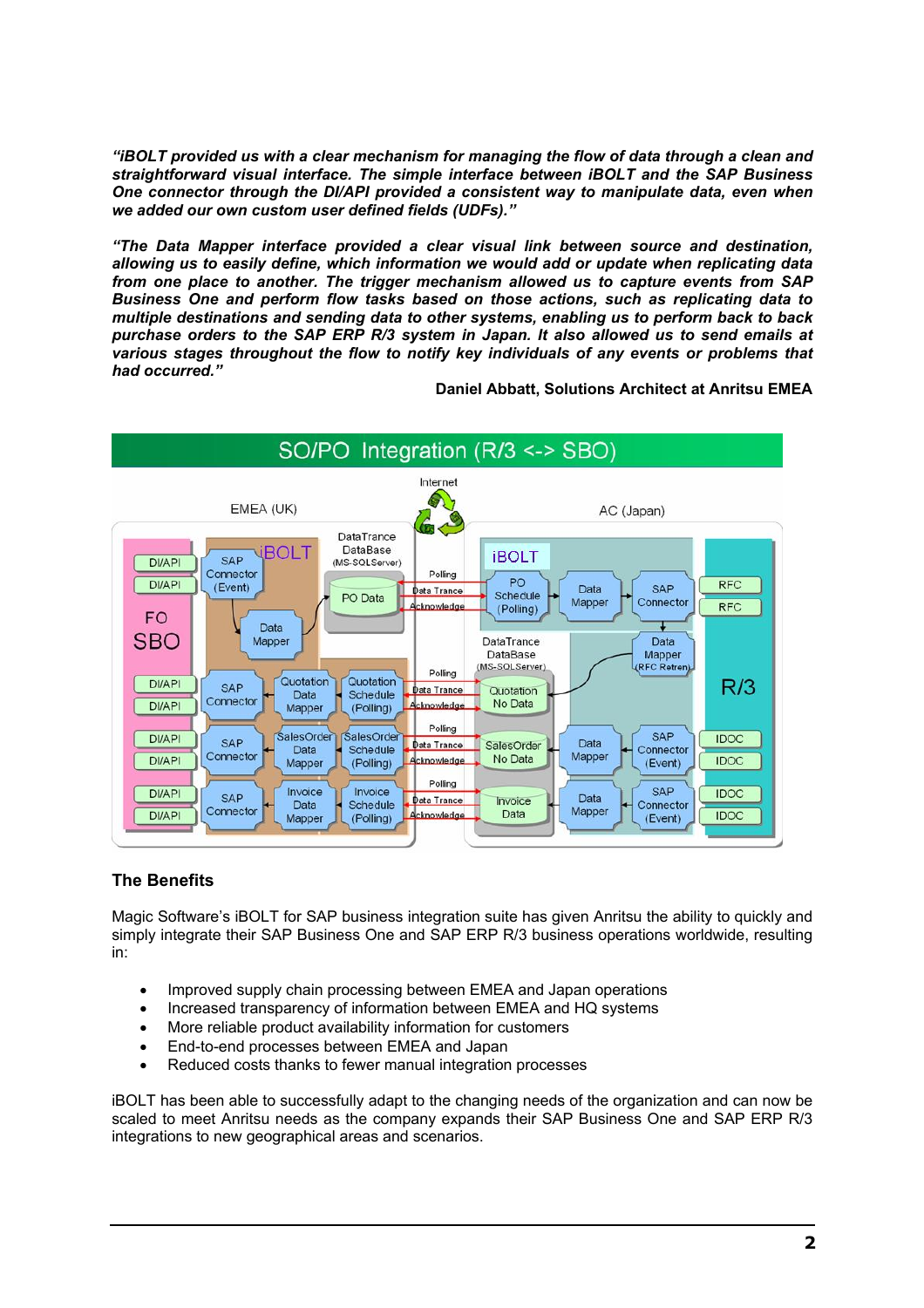***"iBOLT provided us with a clear mechanism for managing the flow of data through a clean and straightforward visual interface. The simple interface between iBOLT and the SAP Business One connector through the DI/API provided a consistent way to manipulate data, even when we added our own custom user defined fields (UDFs)."***

***"The Data Mapper interface provided a clear visual link between source and destination, allowing us to easily define, which information we would add or update when replicating data from one place to another. The trigger mechanism allowed us to capture events from SAP Business One and perform flow tasks based on those actions, such as replicating data to multiple destinations and sending data to other systems, enabling us to perform back to back purchase orders to the SAP ERP R/3 system in Japan. It also allowed us to send emails at various stages throughout the flow to notify key individuals of any events or problems that had occurred."***

**Daniel Abbatt, Solutions Architect at Anritsu EMEA**

SO/PO Integration (R/3 <-> SBO)

## The Benefits

Magic Software's iBOLT for SAP business integration suite has given Anritsu the ability to quickly and simply integrate their SAP Business One and SAP ERP R/3 business operations worldwide, resulting in:

- Improved supply chain processing between EMEA and Japan operations
- Increased transparency of information between EMEA and HQ systems
- More reliable product availability information for customers
- End-to-end processes between EMEA and Japan
- Reduced costs thanks to fewer manual integration processes

iBOLT has been able to successfully adapt to the changing needs of the organization and can now be scaled to meet Anritsu needs as the company expands their SAP Business One and SAP ERP R/3 integrations to new geographical areas and scenarios.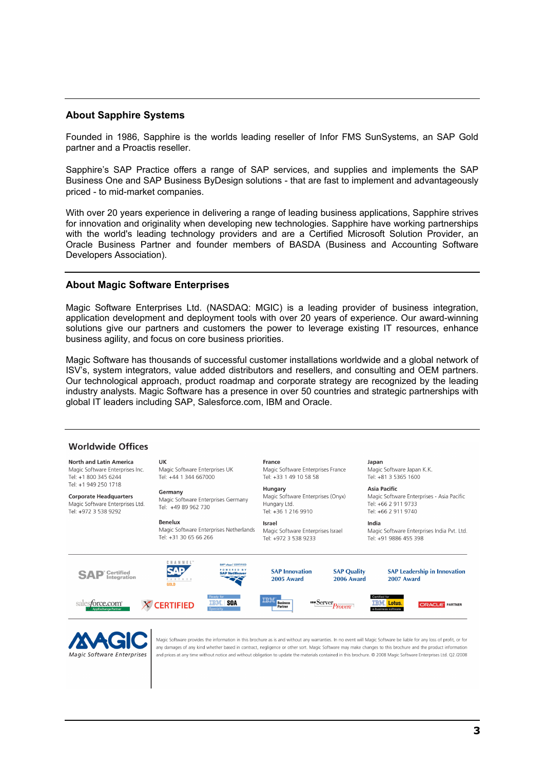## About Sapphire Systems

Founded in 1986, Sapphire is the worlds leading reseller of Infor FMS SunSystems, an SAP Gold partner and a Proactis reseller.

Sapphire's SAP Practice offers a range of SAP services, and supplies and implements the SAP Business One and SAP Business ByDesign solutions - that are fast to implement and advantageously priced - to mid-market companies.

With over 20 years experience in delivering a range of leading business applications, Sapphire strives for innovation and originality when developing new technologies. Sapphire have working partnerships with the world's leading technology providers and are a Certified Microsoft Solution Provider, an Oracle Business Partner and founder members of BASDA (Business and Accounting Software Developers Association).

## About Magic Software Enterprises

Magic Software Enterprises Ltd. (NASDAQ: MGIC) is a leading provider of business integration, application development and deployment tools with over 20 years of experience. Our award-winning solutions give our partners and customers the power to leverage existing IT resources, enhance business agility, and focus on core business priorities.

Magic Software has thousands of successful customer installations worldwide and a global network of ISV's, system integrators, value added distributors and resellers, and consulting and OEM partners. Our technological approach, product roadmap and corporate strategy are recognized by the leading industry analysts. Magic Software has a presence in over 50 countries and strategic partnerships with global IT leaders including SAP, Salesforce.com, IBM and Oracle.

## Worldwide Offices

**North and Latin America**
Magic Software Enterprises Inc.
Tel: +1 800 345 6244
Tel: +1 949 250 1718

**Corporate Headquarters**
Magic Software Enterprises Ltd.
Tel: +972 3 538 9292

**UK**
Magic Software Enterprises UK
Tel: +44 1 344 667000

**Germany**
Magic Software Enterprises Germany
Tel: +49 89 962 730

**Benelux**
Magic Software Enterprises Netherlands
Tel: +31 30 65 66 266

**France**
Magic Software Enterprises France
Tel: +33 1 49 10 58 58

**Hungary**
Magic Software Enterprises (Onyx) Hungary Ltd.
Tel: +36 1 216 9910

**Israel**
Magic Software Enterprises Israel
Tel: +972 3 538 9233

**Japan**
Magic Software Japan K.K.
Tel: +81 3 5365 1600

**Asia Pacific**
Magic Software Enterprises - Asia Pacific
Tel: +66 2 911 9733
Tel: +66 2 911 9740

**India**
Magic Software Enterprises India Pvt. Ltd.
Tel: +91 9886 455 398

SAP Certified Integration | CHANNEL SAP PARTNER GOLD | SAP NetWeaver | SAP Innovation 2005 Award | SAP Quality 2006 Award | SAP Leadership in Innovation 2007 Award

salesforce.com AppExchange Partner | CERTIFIED | Ready for IBM SOA Specialty | IBM Business Partner | IBM Server Proven | Certified for IBM Lotus | ORACLE PARTNER

MAGIC
Magic Software Enterprises

Magic Software provides the information in this brochure as is and without any warranties. In no event will Magic Software be liable for any loss of profit, or for any damages of any kind whether based in contract, negligence or other sort. Magic Software may make changes to this brochure and the product information and prices at any time without notice and without obligation to update the materials contained in this brochure. © 2008 Magic Software Enterprises Ltd. Q2 /2008